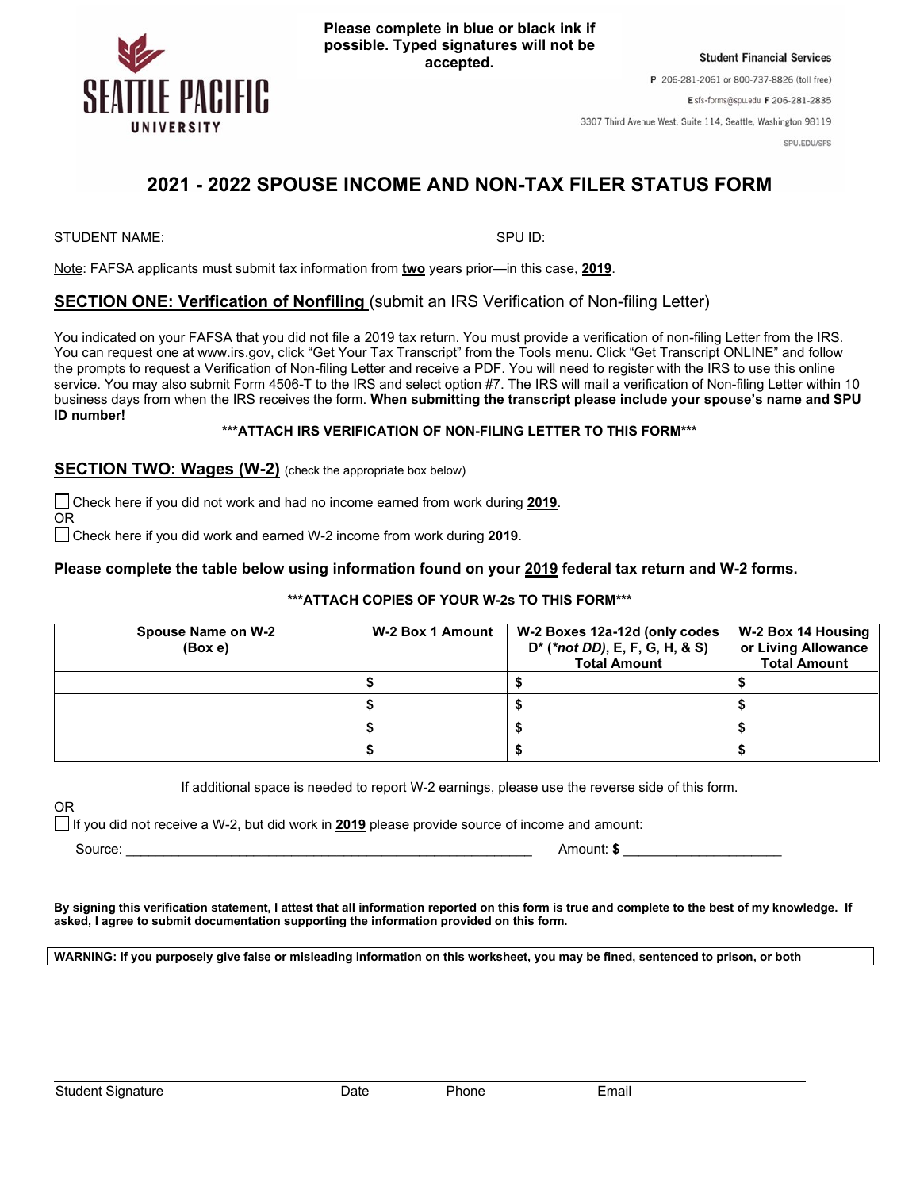**Please complete in blue or black ink if possible. Typed signatures will not be accepted.**

SEATTLE PACIFIC UNIVERSITY

**Student Financial Services**

P 206-281-2061 or 800-737-8826 (toll free)

E sfs-forms@spu.edu F 206-281-2835

3307 Third Avenue West, Suite 114, Seattle, Washington 98119

SPU.EDU/SFS

# 2021 - 2022 SPOUSE INCOME AND NON-TAX FILER STATUS FORM

STUDENT NAME: ________________________________________ SPU ID: ________________________________

Note: FAFSA applicants must submit tax information from **two** years prior—in this case, **2019**.

## SECTION ONE: Verification of Nonfiling (submit an IRS Verification of Non-filing Letter)

You indicated on your FAFSA that you did not file a 2019 tax return. You must provide a verification of non-filing Letter from the IRS. You can request one at www.irs.gov, click "Get Your Tax Transcript" from the Tools menu. Click "Get Transcript ONLINE" and follow the prompts to request a Verification of Non-filing Letter and receive a PDF. You will need to register with the IRS to use this online service. You may also submit Form 4506-T to the IRS and select option #7. The IRS will mail a verification of Non-filing Letter within 10 business days from when the IRS receives the form. **When submitting the transcript please include your spouse's name and SPU ID number!**

**\*\*\*ATTACH IRS VERIFICATION OF NON-FILING LETTER TO THIS FORM\*\*\***

## SECTION TWO: Wages (W-2) (check the appropriate box below)

☐ Check here if you did not work and had no income earned from work during **2019**.

OR

☐ Check here if you did work and earned W-2 income from work during **2019**.

**Please complete the table below using information found on your 2019 federal tax return and W-2 forms.**

**\*\*\*ATTACH COPIES OF YOUR W-2s TO THIS FORM\*\*\***

| Spouse Name on W-2 (Box e) | W-2 Box 1 Amount | W-2 Boxes 12a-12d (only codes D* (*not DD), E, F, G, H, & S) Total Amount | W-2 Box 14 Housing or Living Allowance Total Amount |
|---|---|---|---|
| | $ | $ | $ |
| | $ | $ | $ |
| | $ | $ | $ |
| | $ | $ | $ |

If additional space is needed to report W-2 earnings, please use the reverse side of this form.

OR

☐ If you did not receive a W-2, but did work in **2019** please provide source of income and amount:

Source: ________________________________________________________ Amount: **$** ______________________

**By signing this verification statement, I attest that all information reported on this form is true and complete to the best of my knowledge. If asked, I agree to submit documentation supporting the information provided on this form.**

**WARNING: If you purposely give false or misleading information on this worksheet, you may be fined, sentenced to prison, or both**

Student Signature Date Phone Email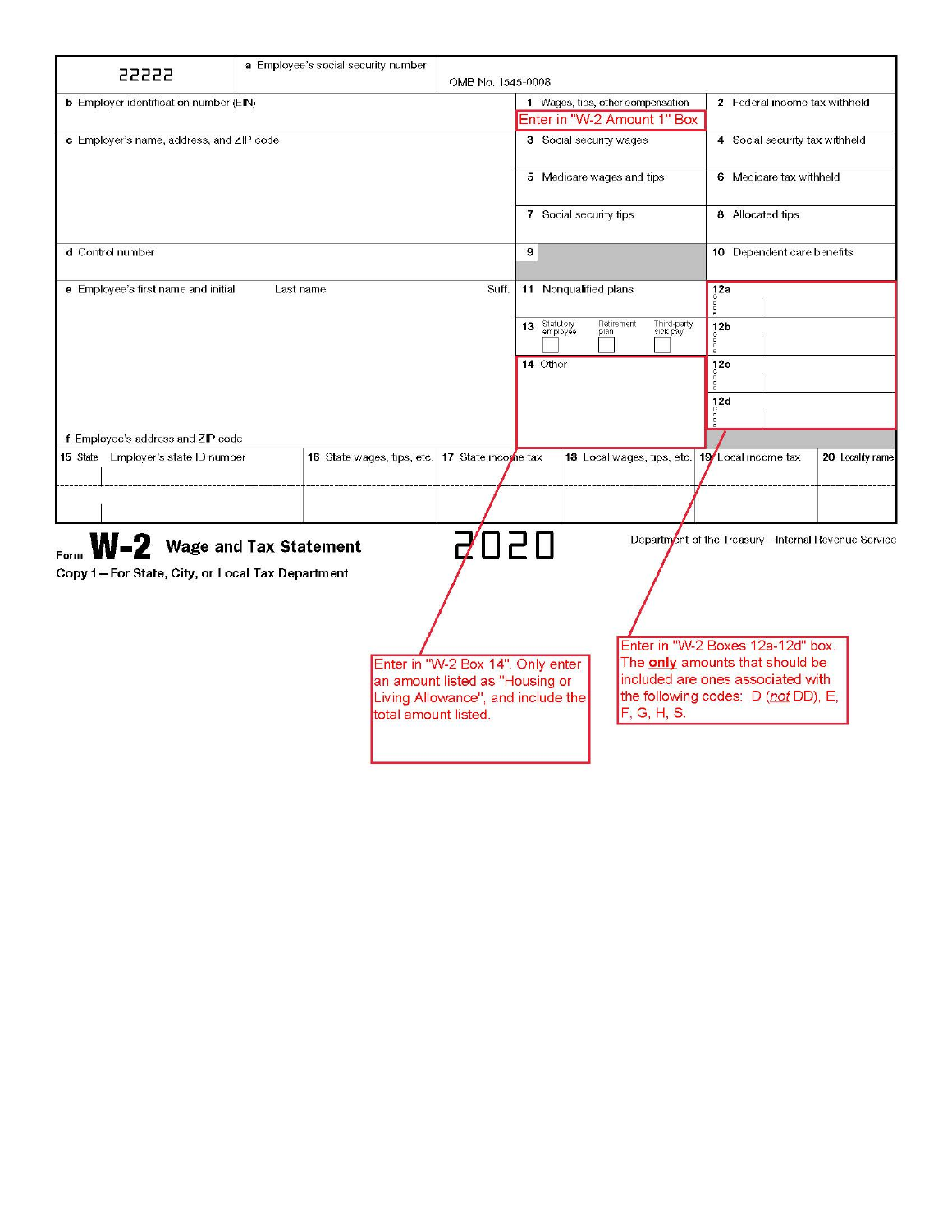22222

a Employee's social security number

OMB No. 1545-0008

| | | | |
|---|---|---|---|
| b Employer identification number (EIN) | | 1 Wages, tips, other compensation<br>Enter in "W-2 Amount 1" Box | 2 Federal income tax withheld |
| c Employer's name, address, and ZIP code | | 3 Social security wages | 4 Social security tax withheld |
| | | 5 Medicare wages and tips | 6 Medicare tax withheld |
| | | 7 Social security tips | 8 Allocated tips |
| d Control number | | 9 | 10 Dependent care benefits |
| e Employee's first name and initial | Last name Suff. | 11 Nonqualified plans | 12a Code |
| | | 13 Statutory employee / Retirement plan / Third-party sick pay | 12b Code |
| | | 14 Other | 12c Code |
| f Employee's address and ZIP code | | | 12d Code |

| 15 State | Employer's state ID number | 16 State wages, tips, etc. | 17 State income tax | 18 Local wages, tips, etc. | 19 Local income tax | 20 Locality name |
|---|---|---|---|---|---|---|
| | | | | | | |
| | | | | | | |

Form **W-2** **Wage and Tax Statement** 2020

Department of the Treasury—Internal Revenue Service

**Copy 1—For State, City, or Local Tax Department**

Enter in "W-2 Box 14". Only enter an amount listed as "Housing or Living Allowance", and include the total amount listed.

Enter in "W-2 Boxes 12a-12d" box. The **only** amounts that should be included are ones associated with the following codes: D (*not* DD), E, F, G, H, S.